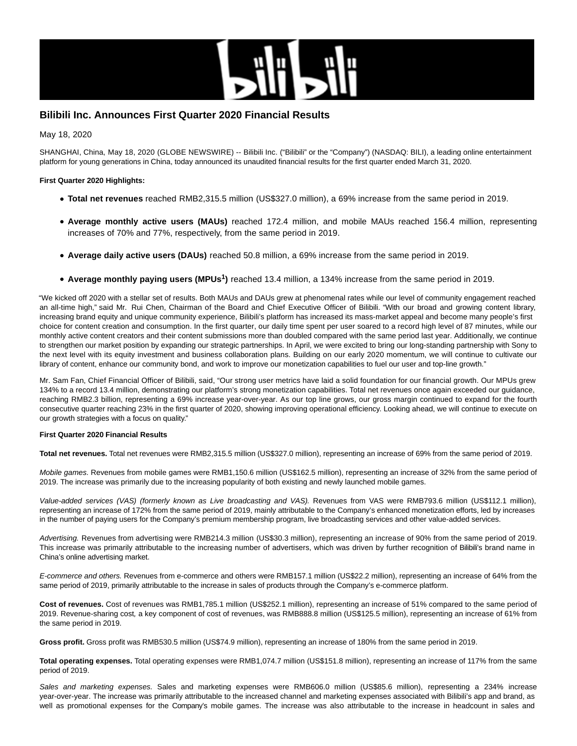# Bilibili Inc. Announces First Quarter 2020 Financial Results

May 18, 2020

SHANGHAI, China, May 18, 2020 (GLOBE NEWSWIRE) -- Bilibili Inc. ("Bilibili" or the "Company") (NASDAQ: BILI), a leading online entertainment platform for young generations in China, today announced its unaudited financial results for the first quarter ended March 31, 2020.

**First Quarter 2020 Highlights:**

- **Total net revenues** reached RMB2,315.5 million (US$327.0 million), a 69% increase from the same period in 2019.
- **Average monthly active users (MAUs)** reached 172.4 million, and mobile MAUs reached 156.4 million, representing increases of 70% and 77%, respectively, from the same period in 2019.
- **Average daily active users (DAUs)** reached 50.8 million, a 69% increase from the same period in 2019.
- **Average monthly paying users (MPUs[1])** reached 13.4 million, a 134% increase from the same period in 2019.

"We kicked off 2020 with a stellar set of results. Both MAUs and DAUs grew at phenomenal rates while our level of community engagement reached an all-time high," said Mr. Rui Chen, Chairman of the Board and Chief Executive Officer of Bilibili. "With our broad and growing content library, increasing brand equity and unique community experience, Bilibili's platform has increased its mass-market appeal and become many people's first choice for content creation and consumption. In the first quarter, our daily time spent per user soared to a record high level of 87 minutes, while our monthly active content creators and their content submissions more than doubled compared with the same period last year. Additionally, we continue to strengthen our market position by expanding our strategic partnerships. In April, we were excited to bring our long-standing partnership with Sony to the next level with its equity investment and business collaboration plans. Building on our early 2020 momentum, we will continue to cultivate our library of content, enhance our community bond, and work to improve our monetization capabilities to fuel our user and top-line growth."

Mr. Sam Fan, Chief Financial Officer of Bilibili, said, "Our strong user metrics have laid a solid foundation for our financial growth. Our MPUs grew 134% to a record 13.4 million, demonstrating our platform's strong monetization capabilities. Total net revenues once again exceeded our guidance, reaching RMB2.3 billion, representing a 69% increase year-over-year. As our top line grows, our gross margin continued to expand for the fourth consecutive quarter reaching 23% in the first quarter of 2020, showing improving operational efficiency. Looking ahead, we will continue to execute on our growth strategies with a focus on quality."

**First Quarter 2020 Financial Results**

**Total net revenues.** Total net revenues were RMB2,315.5 million (US$327.0 million), representing an increase of 69% from the same period of 2019.

*Mobile games.* Revenues from mobile games were RMB1,150.6 million (US$162.5 million), representing an increase of 32% from the same period of 2019. The increase was primarily due to the increasing popularity of both existing and newly launched mobile games.

*Value-added services (VAS) (formerly known as Live broadcasting and VAS).* Revenues from VAS were RMB793.6 million (US$112.1 million), representing an increase of 172% from the same period of 2019, mainly attributable to the Company's enhanced monetization efforts, led by increases in the number of paying users for the Company's premium membership program, live broadcasting services and other value-added services.

*Advertising.* Revenues from advertising were RMB214.3 million (US$30.3 million), representing an increase of 90% from the same period of 2019. This increase was primarily attributable to the increasing number of advertisers, which was driven by further recognition of Bilibili's brand name in China's online advertising market.

*E-commerce and others.* Revenues from e-commerce and others were RMB157.1 million (US$22.2 million), representing an increase of 64% from the same period of 2019, primarily attributable to the increase in sales of products through the Company's e-commerce platform.

**Cost of revenues.** Cost of revenues was RMB1,785.1 million (US$252.1 million), representing an increase of 51% compared to the same period of 2019. Revenue-sharing cost, a key component of cost of revenues, was RMB888.8 million (US$125.5 million), representing an increase of 61% from the same period in 2019.

**Gross profit.** Gross profit was RMB530.5 million (US$74.9 million), representing an increase of 180% from the same period in 2019.

**Total operating expenses.** Total operating expenses were RMB1,074.7 million (US$151.8 million), representing an increase of 117% from the same period of 2019.

*Sales and marketing expenses.* Sales and marketing expenses were RMB606.0 million (US$85.6 million), representing a 234% increase year-over-year. The increase was primarily attributable to the increased channel and marketing expenses associated with Bilibili's app and brand, as well as promotional expenses for the Company's mobile games. The increase was also attributable to the increase in headcount in sales and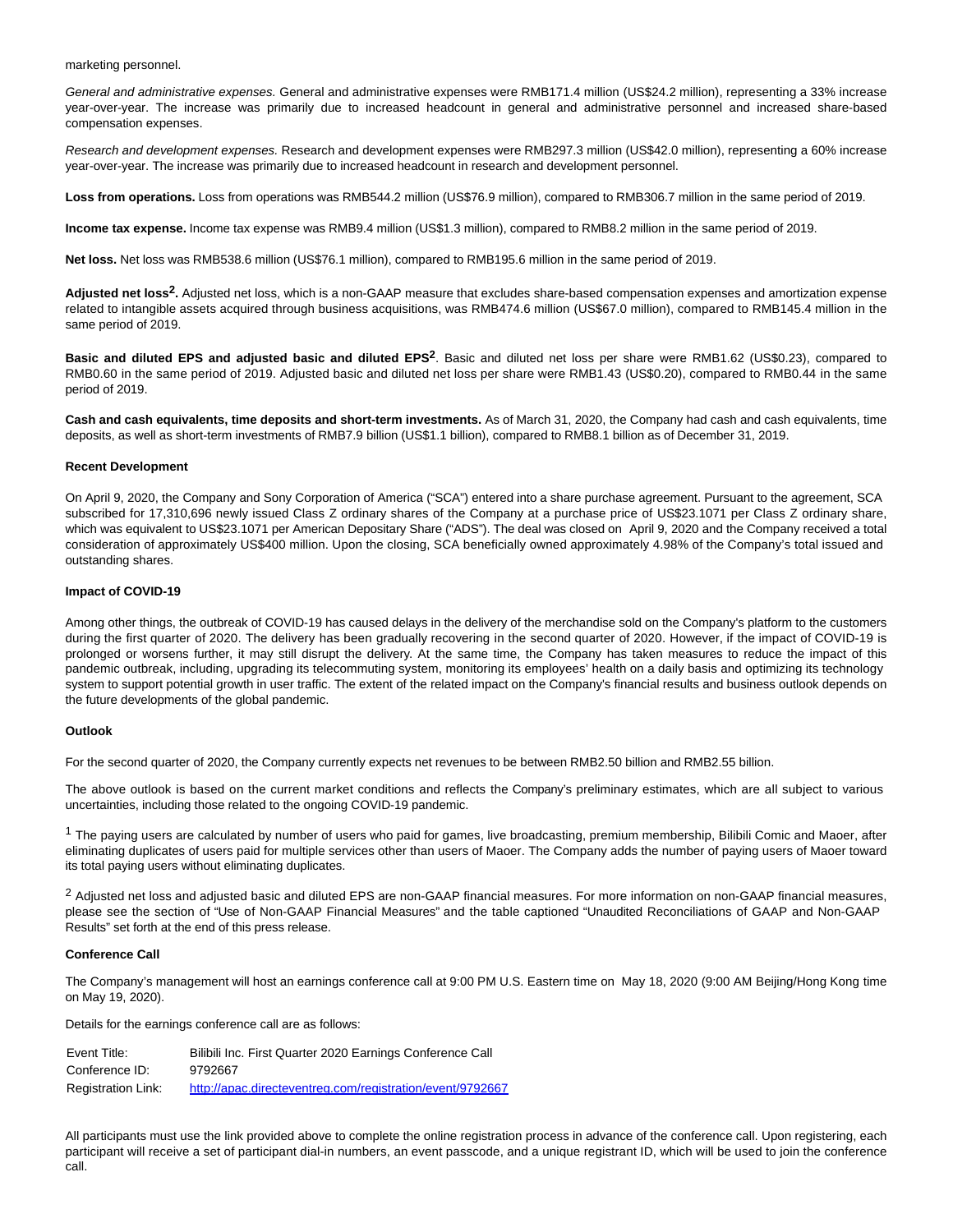marketing personnel.

*General and administrative expenses.* General and administrative expenses were RMB171.4 million (US$24.2 million), representing a 33% increase year-over-year. The increase was primarily due to increased headcount in general and administrative personnel and increased share-based compensation expenses.

*Research and development expenses.* Research and development expenses were RMB297.3 million (US$42.0 million), representing a 60% increase year-over-year. The increase was primarily due to increased headcount in research and development personnel.

**Loss from operations.** Loss from operations was RMB544.2 million (US$76.9 million), compared to RMB306.7 million in the same period of 2019.

**Income tax expense.** Income tax expense was RMB9.4 million (US$1.3 million), compared to RMB8.2 million in the same period of 2019.

**Net loss.** Net loss was RMB538.6 million (US$76.1 million), compared to RMB195.6 million in the same period of 2019.

**Adjusted net loss[2].** Adjusted net loss, which is a non-GAAP measure that excludes share-based compensation expenses and amortization expense related to intangible assets acquired through business acquisitions, was RMB474.6 million (US$67.0 million), compared to RMB145.4 million in the same period of 2019.

**Basic and diluted EPS and adjusted basic and diluted EPS[2]**. Basic and diluted net loss per share were RMB1.62 (US$0.23), compared to RMB0.60 in the same period of 2019. Adjusted basic and diluted net loss per share were RMB1.43 (US$0.20), compared to RMB0.44 in the same period of 2019.

**Cash and cash equivalents, time deposits and short-term investments.** As of March 31, 2020, the Company had cash and cash equivalents, time deposits, as well as short-term investments of RMB7.9 billion (US$1.1 billion), compared to RMB8.1 billion as of December 31, 2019.

**Recent Development**

On April 9, 2020, the Company and Sony Corporation of America ("SCA") entered into a share purchase agreement. Pursuant to the agreement, SCA subscribed for 17,310,696 newly issued Class Z ordinary shares of the Company at a purchase price of US$23.1071 per Class Z ordinary share, which was equivalent to US$23.1071 per American Depositary Share ("ADS"). The deal was closed on April 9, 2020 and the Company received a total consideration of approximately US$400 million. Upon the closing, SCA beneficially owned approximately 4.98% of the Company's total issued and outstanding shares.

**Impact of COVID-19**

Among other things, the outbreak of COVID-19 has caused delays in the delivery of the merchandise sold on the Company's platform to the customers during the first quarter of 2020. The delivery has been gradually recovering in the second quarter of 2020. However, if the impact of COVID-19 is prolonged or worsens further, it may still disrupt the delivery. At the same time, the Company has taken measures to reduce the impact of this pandemic outbreak, including, upgrading its telecommuting system, monitoring its employees' health on a daily basis and optimizing its technology system to support potential growth in user traffic. The extent of the related impact on the Company's financial results and business outlook depends on the future developments of the global pandemic.

**Outlook**

For the second quarter of 2020, the Company currently expects net revenues to be between RMB2.50 billion and RMB2.55 billion.

The above outlook is based on the current market conditions and reflects the Company's preliminary estimates, which are all subject to various uncertainties, including those related to the ongoing COVID-19 pandemic.

[1] The paying users are calculated by number of users who paid for games, live broadcasting, premium membership, Bilibili Comic and Maoer, after eliminating duplicates of users paid for multiple services other than users of Maoer. The Company adds the number of paying users of Maoer toward its total paying users without eliminating duplicates.

[2] Adjusted net loss and adjusted basic and diluted EPS are non-GAAP financial measures. For more information on non-GAAP financial measures, please see the section of "Use of Non-GAAP Financial Measures" and the table captioned "Unaudited Reconciliations of GAAP and Non-GAAP Results" set forth at the end of this press release.

**Conference Call**

The Company's management will host an earnings conference call at 9:00 PM U.S. Eastern time on May 18, 2020 (9:00 AM Beijing/Hong Kong time on May 19, 2020).

Details for the earnings conference call are as follows:

| | |
|---|---|
| Event Title: | Bilibili Inc. First Quarter 2020 Earnings Conference Call |
| Conference ID: | 9792667 |
| Registration Link: | http://apac.directeventreg.com/registration/event/9792667 |

All participants must use the link provided above to complete the online registration process in advance of the conference call. Upon registering, each participant will receive a set of participant dial-in numbers, an event passcode, and a unique registrant ID, which will be used to join the conference call.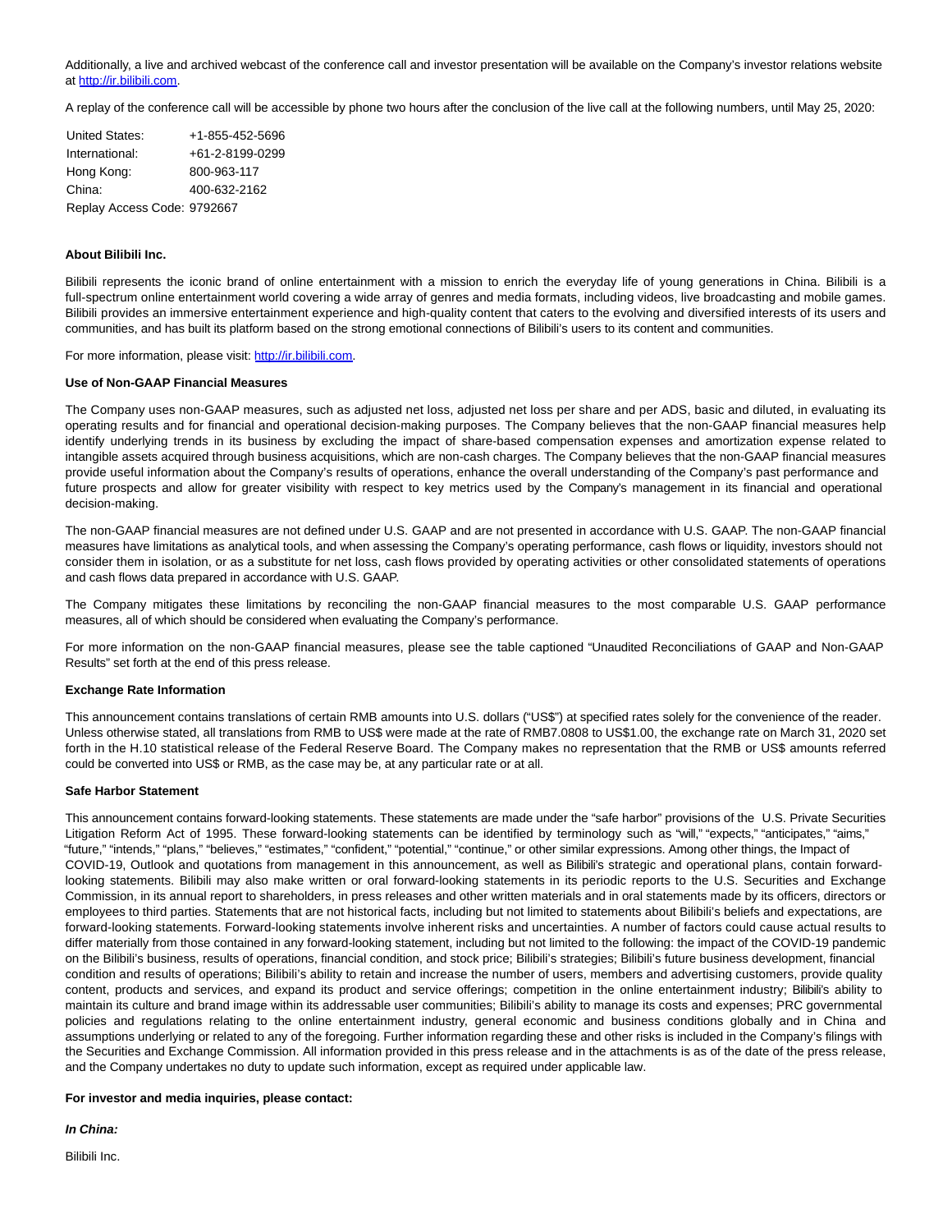Additionally, a live and archived webcast of the conference call and investor presentation will be available on the Company's investor relations website at http://ir.bilibili.com.

A replay of the conference call will be accessible by phone two hours after the conclusion of the live call at the following numbers, until May 25, 2020:

| | |
|---|---|
| United States: | +1-855-452-5696 |
| International: | +61-2-8199-0299 |
| Hong Kong: | 800-963-117 |
| China: | 400-632-2162 |
| Replay Access Code: | 9792667 |

**About Bilibili Inc.**

Bilibili represents the iconic brand of online entertainment with a mission to enrich the everyday life of young generations in China. Bilibili is a full-spectrum online entertainment world covering a wide array of genres and media formats, including videos, live broadcasting and mobile games. Bilibili provides an immersive entertainment experience and high-quality content that caters to the evolving and diversified interests of its users and communities, and has built its platform based on the strong emotional connections of Bilibili's users to its content and communities.

For more information, please visit: http://ir.bilibili.com.

**Use of Non-GAAP Financial Measures**

The Company uses non-GAAP measures, such as adjusted net loss, adjusted net loss per share and per ADS, basic and diluted, in evaluating its operating results and for financial and operational decision-making purposes. The Company believes that the non-GAAP financial measures help identify underlying trends in its business by excluding the impact of share-based compensation expenses and amortization expense related to intangible assets acquired through business acquisitions, which are non-cash charges. The Company believes that the non-GAAP financial measures provide useful information about the Company's results of operations, enhance the overall understanding of the Company's past performance and future prospects and allow for greater visibility with respect to key metrics used by the Company's management in its financial and operational decision-making.

The non-GAAP financial measures are not defined under U.S. GAAP and are not presented in accordance with U.S. GAAP. The non-GAAP financial measures have limitations as analytical tools, and when assessing the Company's operating performance, cash flows or liquidity, investors should not consider them in isolation, or as a substitute for net loss, cash flows provided by operating activities or other consolidated statements of operations and cash flows data prepared in accordance with U.S. GAAP.

The Company mitigates these limitations by reconciling the non-GAAP financial measures to the most comparable U.S. GAAP performance measures, all of which should be considered when evaluating the Company's performance.

For more information on the non-GAAP financial measures, please see the table captioned "Unaudited Reconciliations of GAAP and Non-GAAP Results" set forth at the end of this press release.

**Exchange Rate Information**

This announcement contains translations of certain RMB amounts into U.S. dollars ("US$") at specified rates solely for the convenience of the reader. Unless otherwise stated, all translations from RMB to US$ were made at the rate of RMB7.0808 to US$1.00, the exchange rate on March 31, 2020 set forth in the H.10 statistical release of the Federal Reserve Board. The Company makes no representation that the RMB or US$ amounts referred could be converted into US$ or RMB, as the case may be, at any particular rate or at all.

**Safe Harbor Statement**

This announcement contains forward-looking statements. These statements are made under the "safe harbor" provisions of the U.S. Private Securities Litigation Reform Act of 1995. These forward-looking statements can be identified by terminology such as "will," "expects," "anticipates," "aims," "future," "intends," "plans," "believes," "estimates," "confident," "potential," "continue," or other similar expressions. Among other things, the Impact of COVID-19, Outlook and quotations from management in this announcement, as well as Bilibili's strategic and operational plans, contain forward-looking statements. Bilibili may also make written or oral forward-looking statements in its periodic reports to the U.S. Securities and Exchange Commission, in its annual report to shareholders, in press releases and other written materials and in oral statements made by its officers, directors or employees to third parties. Statements that are not historical facts, including but not limited to statements about Bilibili's beliefs and expectations, are forward-looking statements. Forward-looking statements involve inherent risks and uncertainties. A number of factors could cause actual results to differ materially from those contained in any forward-looking statement, including but not limited to the following: the impact of the COVID-19 pandemic on the Bilibili's business, results of operations, financial condition, and stock price; Bilibili's strategies; Bilibili's future business development, financial condition and results of operations; Bilibili's ability to retain and increase the number of users, members and advertising customers, provide quality content, products and services, and expand its product and service offerings; competition in the online entertainment industry; Bilibili's ability to maintain its culture and brand image within its addressable user communities; Bilibili's ability to manage its costs and expenses; PRC governmental policies and regulations relating to the online entertainment industry, general economic and business conditions globally and in China and assumptions underlying or related to any of the foregoing. Further information regarding these and other risks is included in the Company's filings with the Securities and Exchange Commission. All information provided in this press release and in the attachments is as of the date of the press release, and the Company undertakes no duty to update such information, except as required under applicable law.

**For investor and media inquiries, please contact:**

***In China:***

Bilibili Inc.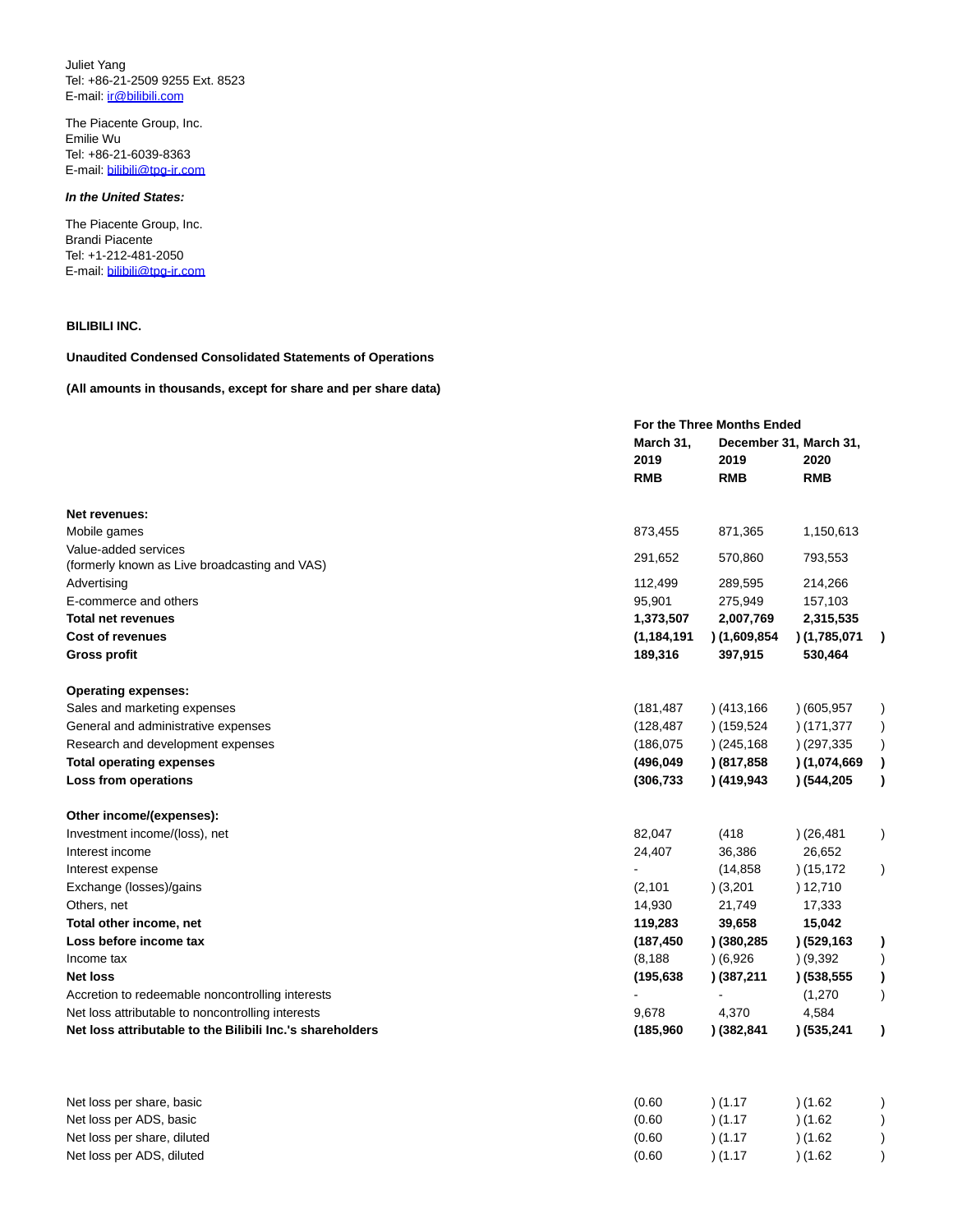Juliet Yang
Tel: +86-21-2509 9255 Ext. 8523
E-mail: ir@bilibili.com

The Piacente Group, Inc.
Emilie Wu
Tel: +86-21-6039-8363
E-mail: bilibili@tpg-ir.com

***In the United States:***

The Piacente Group, Inc.
Brandi Piacente
Tel: +1-212-481-2050
E-mail: bilibili@tpg-ir.com

**BILIBILI INC.**

**Unaudited Condensed Consolidated Statements of Operations**

**(All amounts in thousands, except for share and per share data)**

| | For the Three Months Ended | | |
|---|---|---|---|
| | March 31, 2019 | December 31, 2019 | March 31, 2020 |
| | RMB | RMB | RMB |
| **Net revenues:** | | | |
| Mobile games | 873,455 | 871,365 | 1,150,613 |
| Value-added services (formerly known as Live broadcasting and VAS) | 291,652 | 570,860 | 793,553 |
| Advertising | 112,499 | 289,595 | 214,266 |
| E-commerce and others | 95,901 | 275,949 | 157,103 |
| **Total net revenues** | **1,373,507** | **2,007,769** | **2,315,535** |
| **Cost of revenues** | **(1,184,191)** | **(1,609,854)** | **(1,785,071)** |
| **Gross profit** | **189,316** | **397,915** | **530,464** |
| **Operating expenses:** | | | |
| Sales and marketing expenses | (181,487) | (413,166) | (605,957) |
| General and administrative expenses | (128,487) | (159,524) | (171,377) |
| Research and development expenses | (186,075) | (245,168) | (297,335) |
| **Total operating expenses** | **(496,049)** | **(817,858)** | **(1,074,669)** |
| **Loss from operations** | **(306,733)** | **(419,943)** | **(544,205)** |
| **Other income/(expenses):** | | | |
| Investment income/(loss), net | 82,047 | (418) | (26,481) |
| Interest income | 24,407 | 36,386 | 26,652 |
| Interest expense | - | (14,858) | (15,172) |
| Exchange (losses)/gains | (2,101) | (3,201) | 12,710 |
| Others, net | 14,930 | 21,749 | 17,333 |
| **Total other income, net** | **119,283** | **39,658** | **15,042** |
| **Loss before income tax** | **(187,450)** | **(380,285)** | **(529,163)** |
| Income tax | (8,188) | (6,926) | (9,392) |
| **Net loss** | **(195,638)** | **(387,211)** | **(538,555)** |
| Accretion to redeemable noncontrolling interests | - | - | (1,270) |
| Net loss attributable to noncontrolling interests | 9,678 | 4,370 | 4,584 |
| **Net loss attributable to the Bilibili Inc.'s shareholders** | **(185,960)** | **(382,841)** | **(535,241)** |
| | | | |
| Net loss per share, basic | (0.60) | (1.17) | (1.62) |
| Net loss per ADS, basic | (0.60) | (1.17) | (1.62) |
| Net loss per share, diluted | (0.60) | (1.17) | (1.62) |
| Net loss per ADS, diluted | (0.60) | (1.17) | (1.62) |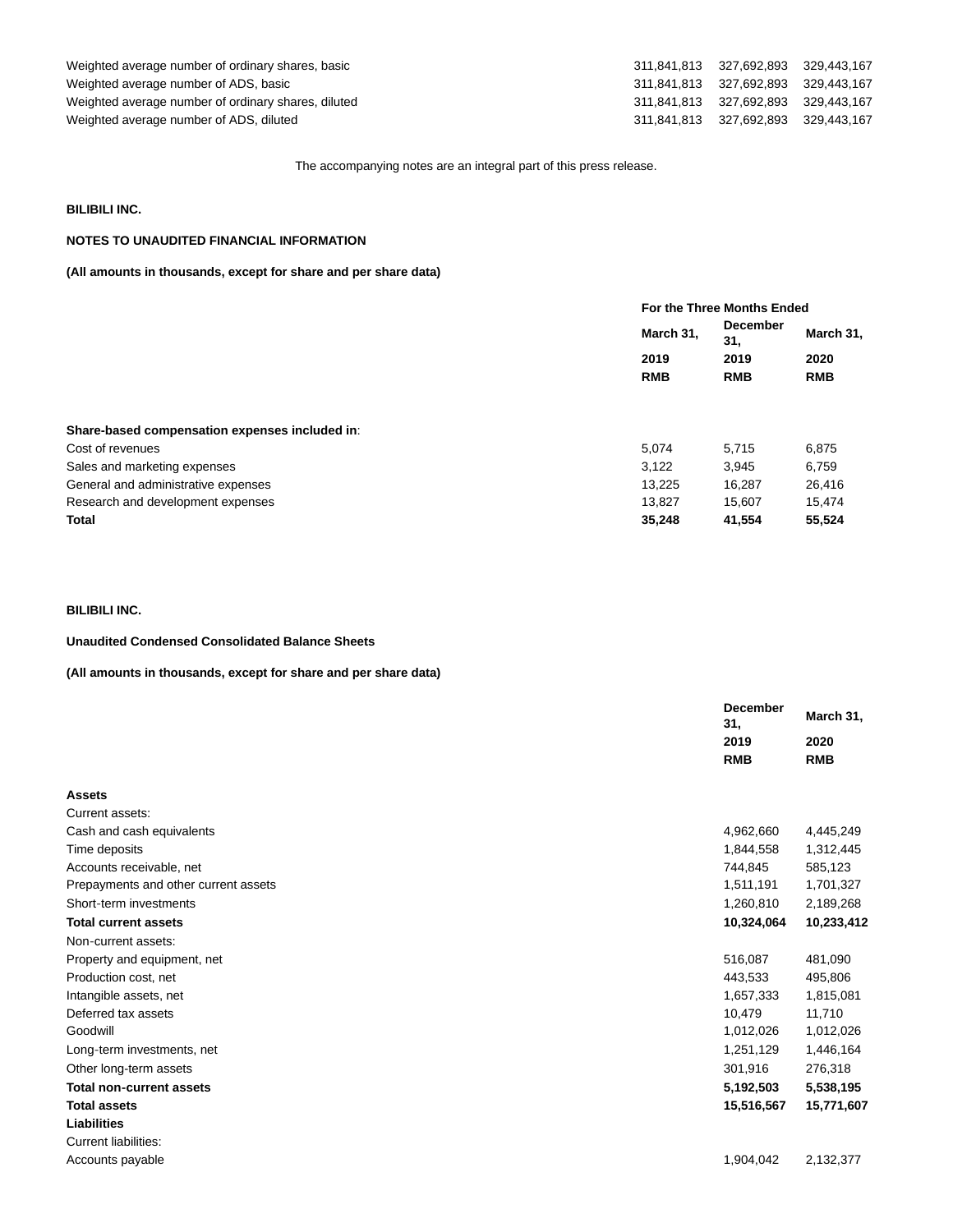| | | | |
|---|---|---|---|
| Weighted average number of ordinary shares, basic | 311,841,813 | 327,692,893 | 329,443,167 |
| Weighted average number of ADS, basic | 311,841,813 | 327,692,893 | 329,443,167 |
| Weighted average number of ordinary shares, diluted | 311,841,813 | 327,692,893 | 329,443,167 |
| Weighted average number of ADS, diluted | 311,841,813 | 327,692,893 | 329,443,167 |

The accompanying notes are an integral part of this press release.

**BILIBILI INC.**

**NOTES TO UNAUDITED FINANCIAL INFORMATION**

**(All amounts in thousands, except for share and per share data)**

| | For the Three Months Ended | | |
|---|---|---|---|
| | March 31, | December 31, | March 31, |
| | 2019 | 2019 | 2020 |
| | RMB | RMB | RMB |
| **Share-based compensation expenses included in**: | | | |
| Cost of revenues | 5,074 | 5,715 | 6,875 |
| Sales and marketing expenses | 3,122 | 3,945 | 6,759 |
| General and administrative expenses | 13,225 | 16,287 | 26,416 |
| Research and development expenses | 13,827 | 15,607 | 15,474 |
| **Total** | **35,248** | **41,554** | **55,524** |

**BILIBILI INC.**

**Unaudited Condensed Consolidated Balance Sheets**

**(All amounts in thousands, except for share and per share data)**

| | December 31, | March 31, |
|---|---|---|
| | 2019 | 2020 |
| | RMB | RMB |
| **Assets** | | |
| Current assets: | | |
| Cash and cash equivalents | 4,962,660 | 4,445,249 |
| Time deposits | 1,844,558 | 1,312,445 |
| Accounts receivable, net | 744,845 | 585,123 |
| Prepayments and other current assets | 1,511,191 | 1,701,327 |
| Short-term investments | 1,260,810 | 2,189,268 |
| **Total current assets** | **10,324,064** | **10,233,412** |
| Non-current assets: | | |
| Property and equipment, net | 516,087 | 481,090 |
| Production cost, net | 443,533 | 495,806 |
| Intangible assets, net | 1,657,333 | 1,815,081 |
| Deferred tax assets | 10,479 | 11,710 |
| Goodwill | 1,012,026 | 1,012,026 |
| Long-term investments, net | 1,251,129 | 1,446,164 |
| Other long-term assets | 301,916 | 276,318 |
| **Total non-current assets** | **5,192,503** | **5,538,195** |
| **Total assets** | **15,516,567** | **15,771,607** |
| **Liabilities** | | |
| Current liabilities: | | |
| Accounts payable | 1,904,042 | 2,132,377 |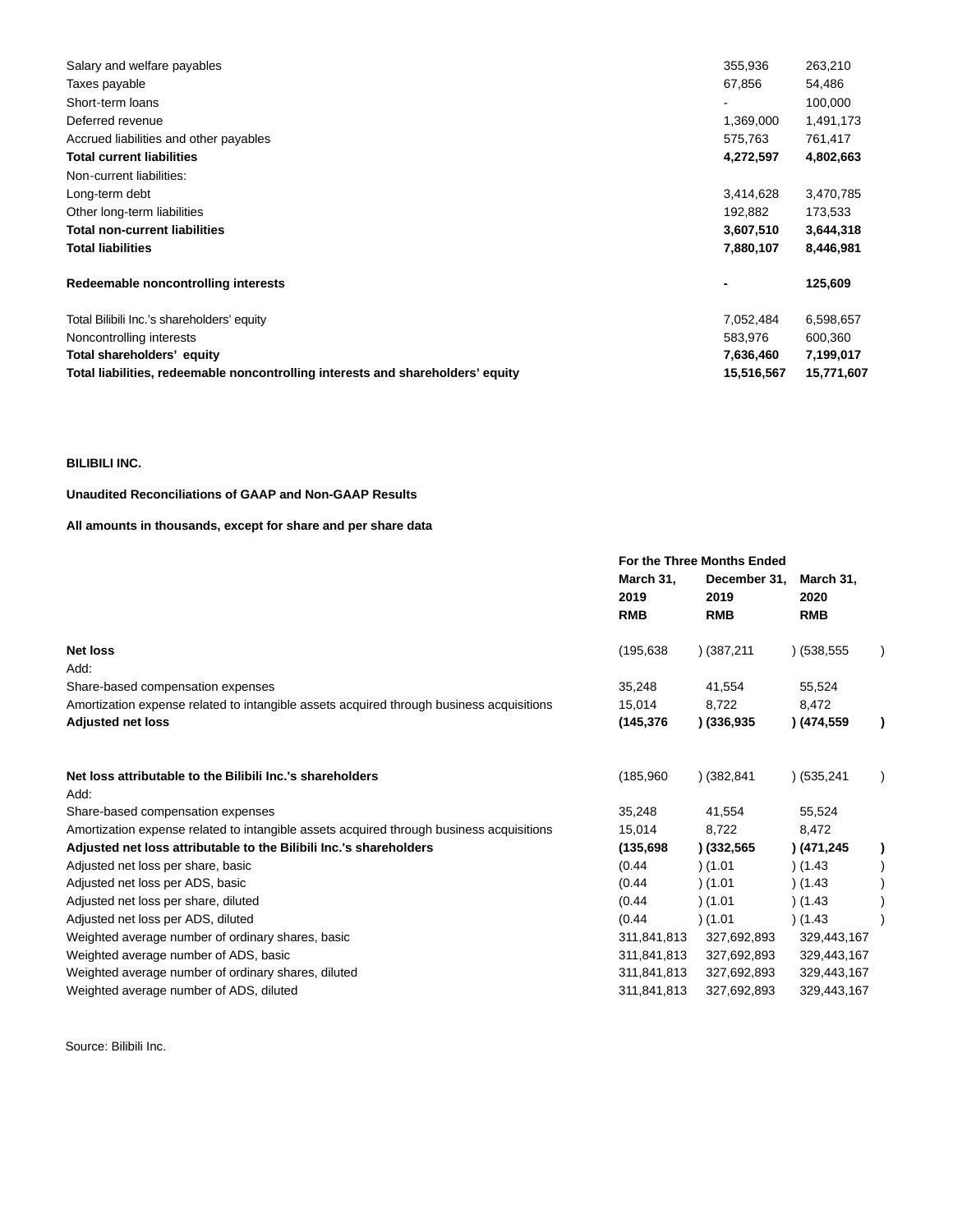| | | |
|---|---|---|
| Salary and welfare payables | 355,936 | 263,210 |
| Taxes payable | 67,856 | 54,486 |
| Short-term loans | - | 100,000 |
| Deferred revenue | 1,369,000 | 1,491,173 |
| Accrued liabilities and other payables | 575,763 | 761,417 |
| **Total current liabilities** | **4,272,597** | **4,802,663** |
| Non-current liabilities: | | |
| Long-term debt | 3,414,628 | 3,470,785 |
| Other long-term liabilities | 192,882 | 173,533 |
| **Total non-current liabilities** | **3,607,510** | **3,644,318** |
| **Total liabilities** | **7,880,107** | **8,446,981** |
| | | |
| **Redeemable noncontrolling interests** | **-** | **125,609** |
| | | |
| Total Bilibili Inc.'s shareholders' equity | 7,052,484 | 6,598,657 |
| Noncontrolling interests | 583,976 | 600,360 |
| **Total shareholders' equity** | **7,636,460** | **7,199,017** |
| **Total liabilities, redeemable noncontrolling interests and shareholders' equity** | **15,516,567** | **15,771,607** |

**BILIBILI INC.**

**Unaudited Reconciliations of GAAP and Non-GAAP Results**

**All amounts in thousands, except for share and per share data**

| | For the Three Months Ended | | |
|---|---|---|---|
| | **March 31, 2019 RMB** | **December 31, 2019 RMB** | **March 31, 2020 RMB** |
| **Net loss** | (195,638) | (387,211) | (538,555) |
| Add: | | | |
| Share-based compensation expenses | 35,248 | 41,554 | 55,524 |
| Amortization expense related to intangible assets acquired through business acquisitions | 15,014 | 8,722 | 8,472 |
| **Adjusted net loss** | **(145,376)** | **(336,935)** | **(474,559)** |
| | | | |
| **Net loss attributable to the Bilibili Inc.'s shareholders** | (185,960) | (382,841) | (535,241) |
| Add: | | | |
| Share-based compensation expenses | 35,248 | 41,554 | 55,524 |
| Amortization expense related to intangible assets acquired through business acquisitions | 15,014 | 8,722 | 8,472 |
| **Adjusted net loss attributable to the Bilibili Inc.'s shareholders** | **(135,698)** | **(332,565)** | **(471,245)** |
| Adjusted net loss per share, basic | (0.44) | (1.01) | (1.43) |
| Adjusted net loss per ADS, basic | (0.44) | (1.01) | (1.43) |
| Adjusted net loss per share, diluted | (0.44) | (1.01) | (1.43) |
| Adjusted net loss per ADS, diluted | (0.44) | (1.01) | (1.43) |
| Weighted average number of ordinary shares, basic | 311,841,813 | 327,692,893 | 329,443,167 |
| Weighted average number of ADS, basic | 311,841,813 | 327,692,893 | 329,443,167 |
| Weighted average number of ordinary shares, diluted | 311,841,813 | 327,692,893 | 329,443,167 |
| Weighted average number of ADS, diluted | 311,841,813 | 327,692,893 | 329,443,167 |

Source: Bilibili Inc.